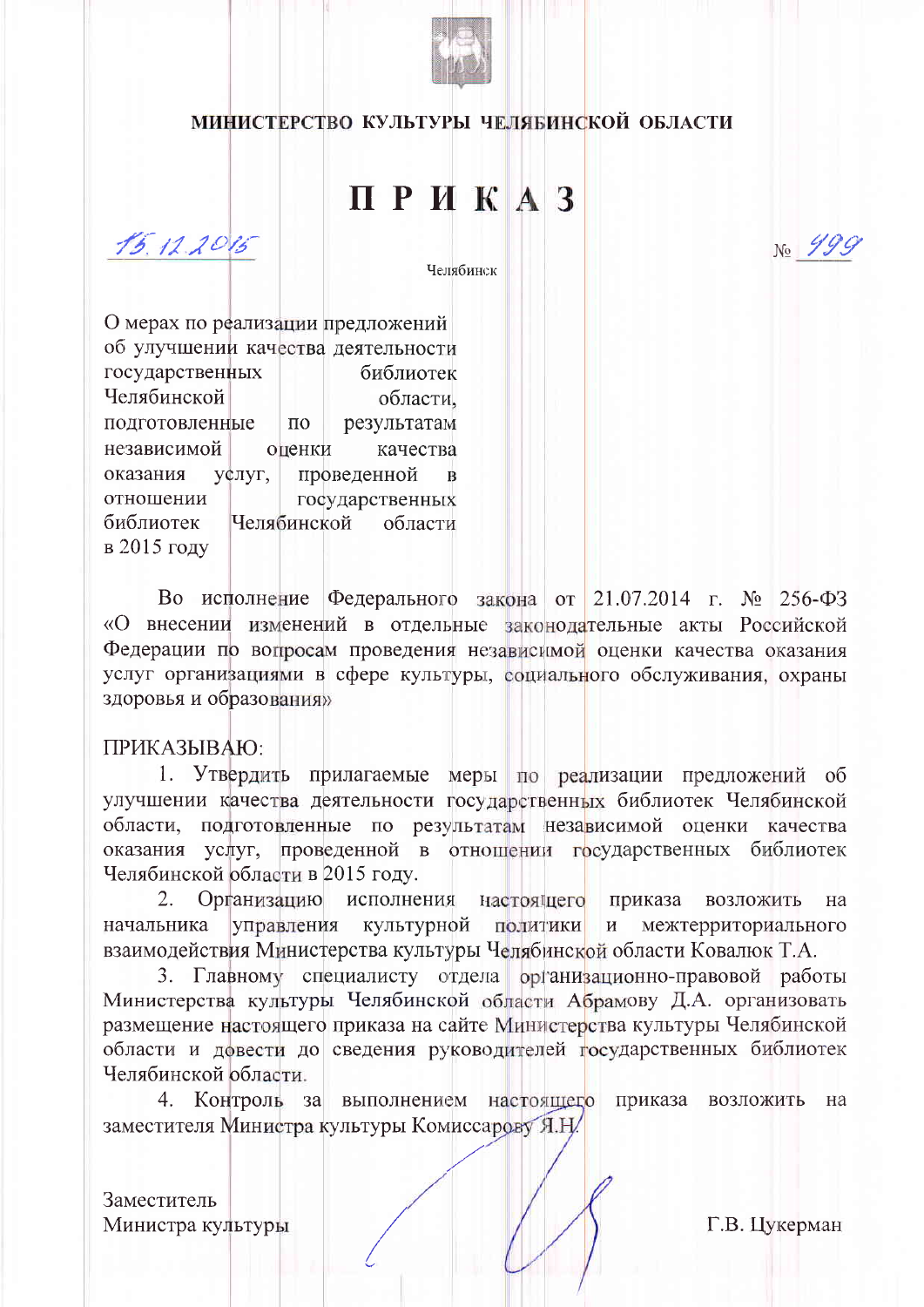**МИНИСТЕРСТВО КУЛЬТУРЫ ЧЕЛЯБИНСКОЙ ОБЛАСТИ**

# ПРИКАЗ

15.12.2015 № 499

Челябинск

О мерах по реализации предложений об улучшении качества деятельности государственных библиотек Челябинской области, подготовленные по результатам независимой оценки качества оказания услуг, проведенной в отношении государственных библиотек Челябинской области в 2015 году

Во исполнение Федерального закона от 21.07.2014 г. № 256-ФЗ «О внесении изменений в отдельные законодательные акты Российской Федерации по вопросам проведения независимой оценки качества оказания услуг организациями в сфере культуры, социального обслуживания, охраны здоровья и образования»

ПРИКАЗЫВАЮ:

1. Утвердить прилагаемые меры по реализации предложений об улучшении качества деятельности государственных библиотек Челябинской области, подготовленные по результатам независимой оценки качества оказания услуг, проведенной в отношении государственных библиотек Челябинской области в 2015 году.
2. Организацию исполнения настоящего приказа возложить на начальника управления культурной политики и межтерриториального взаимодействия Министерства культуры Челябинской области Ковалюк Т.А.
3. Главному специалисту отдела организационно-правовой работы Министерства культуры Челябинской области Абрамову Д.А. организовать размещение настоящего приказа на сайте Министерства культуры Челябинской области и довести до сведения руководителей государственных библиотек Челябинской области.
4. Контроль за выполнением настоящего приказа возложить на заместителя Министра культуры Комиссарову Я.Н.

Заместитель
Министра культуры Г.В. Цукерман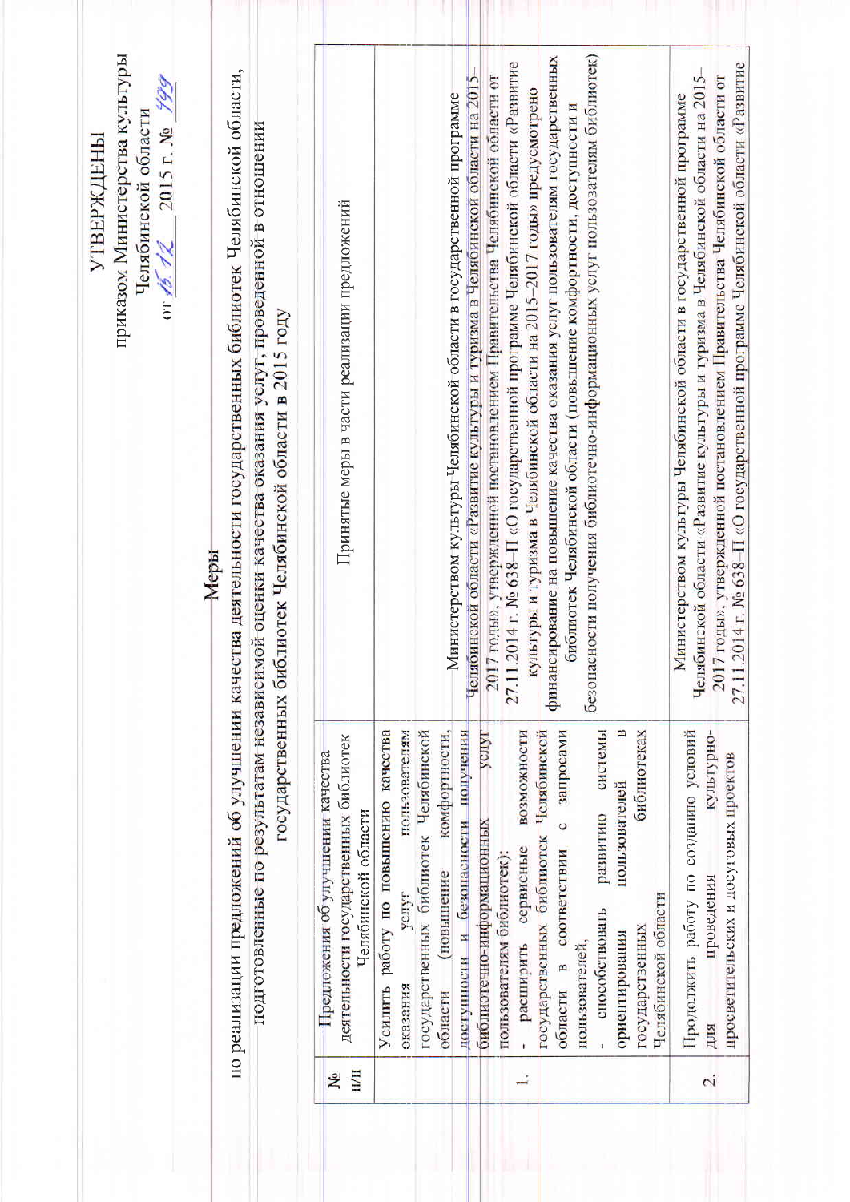УТВЕРЖДЕНЫ
приказом Министерства культуры
Челябинской области
от 15.12 2015 г. № 199

# Меры

**по реализации предложений об улучшении качества деятельности государственных библиотек Челябинской области, подготовленные по результатам независимой оценки качества оказания услуг, проведенной в отношении государственных библиотек Челябинской области в 2015 году**

| № п/п | Предложения об улучшении качества деятельности государственных библиотек Челябинской области | Принятые меры в части реализации предложений |
|---|---|---|
| 1. | Усилить работу по повышению качества оказания услуг пользователям государственных библиотек Челябинской области (повышение комфортности, доступности и безопасности получения библиотечно-информационных услуг пользователям библиотек):<br>- расширить сервисные возможности государственных библиотек Челябинской области в соответствии с запросами пользователей,<br>- способствовать развитию системы ориентирования пользователей в государственных библиотеках Челябинской области | Министерством культуры Челябинской области в государственной программе Челябинской области «Развитие культуры и туризма в Челябинской области на 2015–2017 годы», утвержденной постановлением Правительства Челябинской области от 27.11.2014 г. № 638–П «О государственной программе Челябинской области «Развитие культуры и туризма в Челябинской области на 2015–2017 годы» предусмотрено финансирование на повышение качества оказания услуг пользователям государственных библиотек Челябинской области (повышение комфортности, доступности и безопасности получения библиотечно-информационных услуг пользователям библиотек) |
| 2. | Продолжить работу по созданию условий для проведения культурно-просветительских и досуговых проектов | Министерством культуры Челябинской области в государственной программе Челябинской области «Развитие культуры и туризма в Челябинской области на 2015–2017 годы», утвержденной постановлением Правительства Челябинской области от 27.11.2014 г. № 638–П «О государственной программе Челябинской области «Развитие |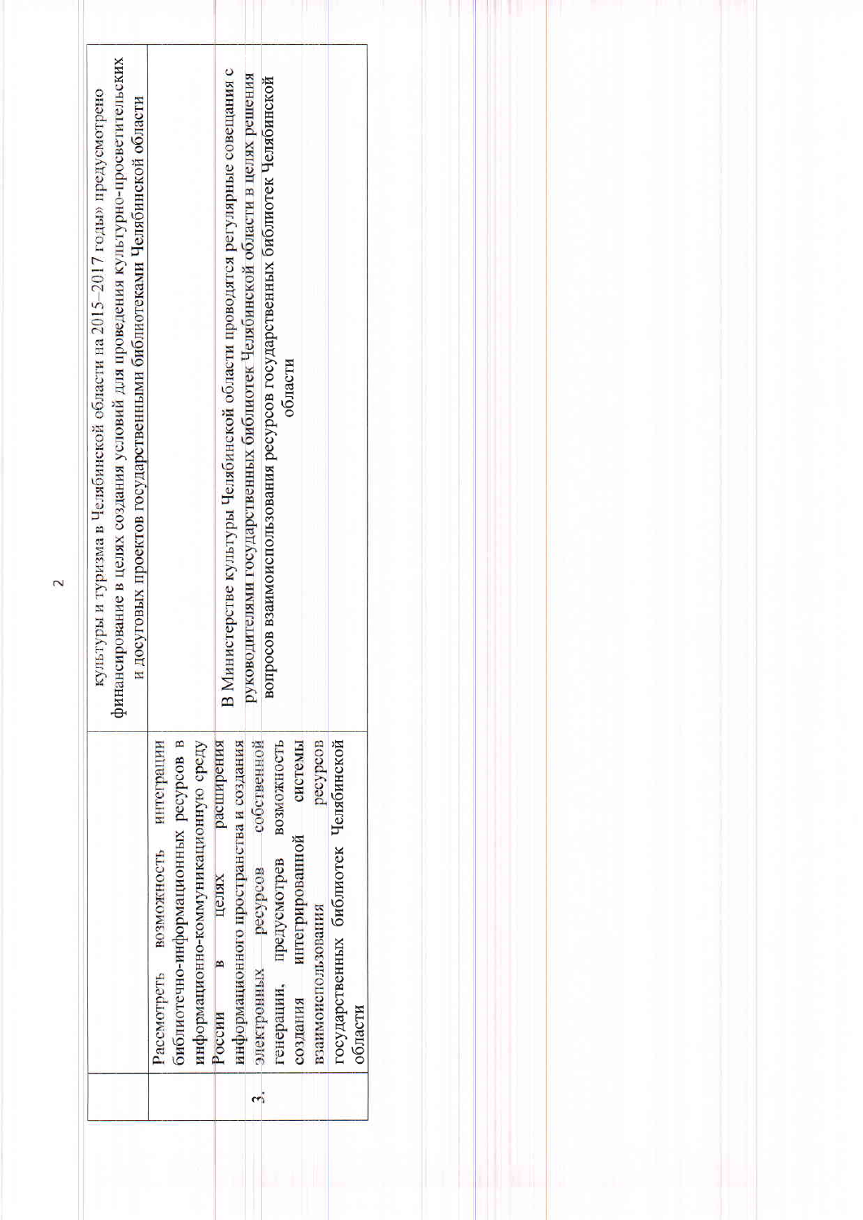| | | |
|---|---|---|
| | | культуры и туризма в Челябинской области на 2015–2017 годы» предусмотрено финансирование в целях создания условий для проведения культурно-просветительских и досуговых проектов государственными библиотеками Челябинской области |
| 3. | Рассмотреть возможность интеграции библиотечно-информационных ресурсов в информационно-коммуникационную среду России в целях расширения информационного пространства и создания электронных ресурсов собственной генерации, предусмотрев возможность создания интегрированной системы взаимоиспользования ресурсов государственных библиотек Челябинской области | В Министерстве культуры Челябинской области проводятся регулярные совещания с руководителями государственных библиотек Челябинской области в целях решения вопросов взаимоиспользования ресурсов государственных библиотек Челябинской области |